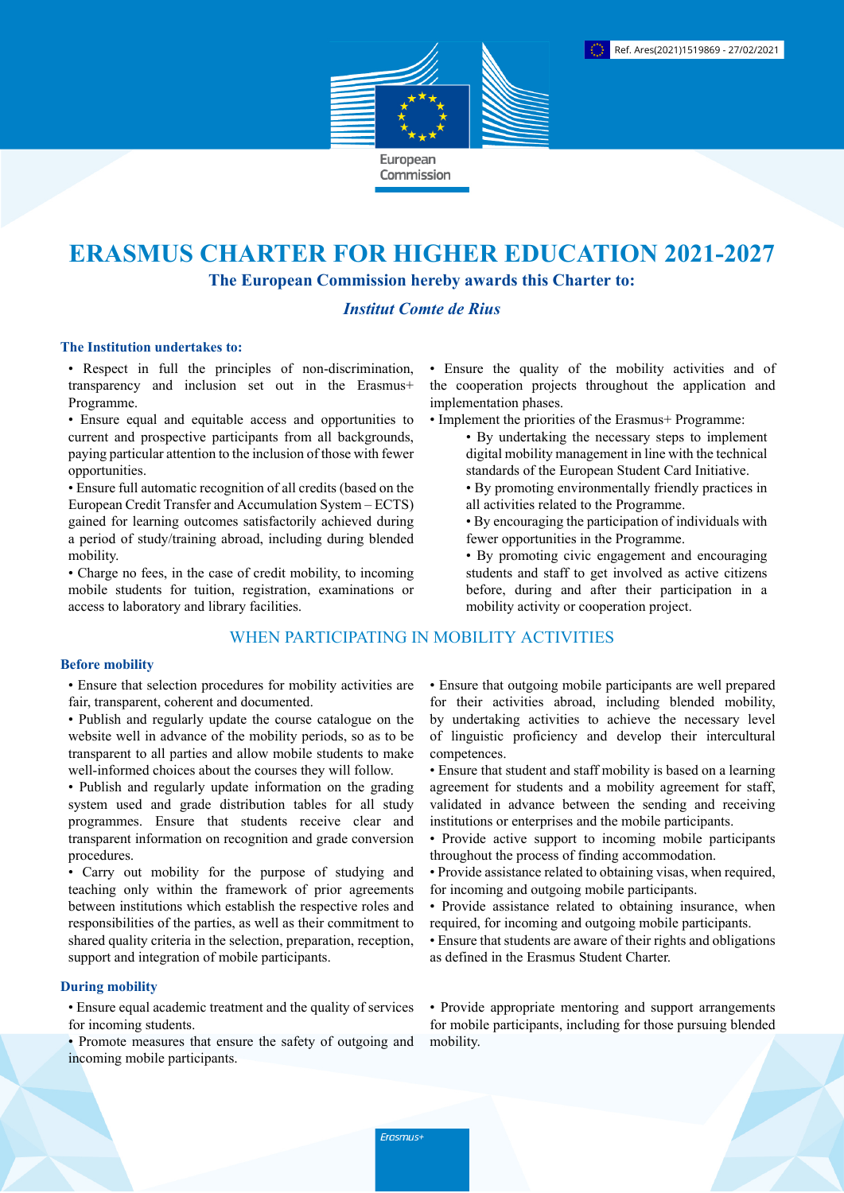Ref. Ares(2021)1519869 - 27/02/2021

European Commission

# ERASMUS CHARTER FOR HIGHER EDUCATION 2021-2027

**The European Commission hereby awards this Charter to:**

***Institut Comte de Rius***

**The Institution undertakes to:**

- Respect in full the principles of non-discrimination, transparency and inclusion set out in the Erasmus+ Programme.
- Ensure equal and equitable access and opportunities to current and prospective participants from all backgrounds, paying particular attention to the inclusion of those with fewer opportunities.
- Ensure full automatic recognition of all credits (based on the European Credit Transfer and Accumulation System – ECTS) gained for learning outcomes satisfactorily achieved during a period of study/training abroad, including during blended mobility.
- Charge no fees, in the case of credit mobility, to incoming mobile students for tuition, registration, examinations or access to laboratory and library facilities.
- Ensure the quality of the mobility activities and of the cooperation projects throughout the application and implementation phases.
- Implement the priorities of the Erasmus+ Programme:
  - By undertaking the necessary steps to implement digital mobility management in line with the technical standards of the European Student Card Initiative.
  - By promoting environmentally friendly practices in all activities related to the Programme.
  - By encouraging the participation of individuals with fewer opportunities in the Programme.
  - By promoting civic engagement and encouraging students and staff to get involved as active citizens before, during and after their participation in a mobility activity or cooperation project.

## WHEN PARTICIPATING IN MOBILITY ACTIVITIES

**Before mobility**

- Ensure that selection procedures for mobility activities are fair, transparent, coherent and documented.
- Publish and regularly update the course catalogue on the website well in advance of the mobility periods, so as to be transparent to all parties and allow mobile students to make well-informed choices about the courses they will follow.
- Publish and regularly update information on the grading system used and grade distribution tables for all study programmes. Ensure that students receive clear and transparent information on recognition and grade conversion procedures.
- Carry out mobility for the purpose of studying and teaching only within the framework of prior agreements between institutions which establish the respective roles and responsibilities of the parties, as well as their commitment to shared quality criteria in the selection, preparation, reception, support and integration of mobile participants.
- Ensure that outgoing mobile participants are well prepared for their activities abroad, including blended mobility, by undertaking activities to achieve the necessary level of linguistic proficiency and develop their intercultural competences.
- Ensure that student and staff mobility is based on a learning agreement for students and a mobility agreement for staff, validated in advance between the sending and receiving institutions or enterprises and the mobile participants.
- Provide active support to incoming mobile participants throughout the process of finding accommodation.
- Provide assistance related to obtaining visas, when required, for incoming and outgoing mobile participants.
- Provide assistance related to obtaining insurance, when required, for incoming and outgoing mobile participants.
- Ensure that students are aware of their rights and obligations as defined in the Erasmus Student Charter.

**During mobility**

- Ensure equal academic treatment and the quality of services for incoming students.
- Promote measures that ensure the safety of outgoing and incoming mobile participants.
- Provide appropriate mentoring and support arrangements for mobile participants, including for those pursuing blended mobility.

Erasmus+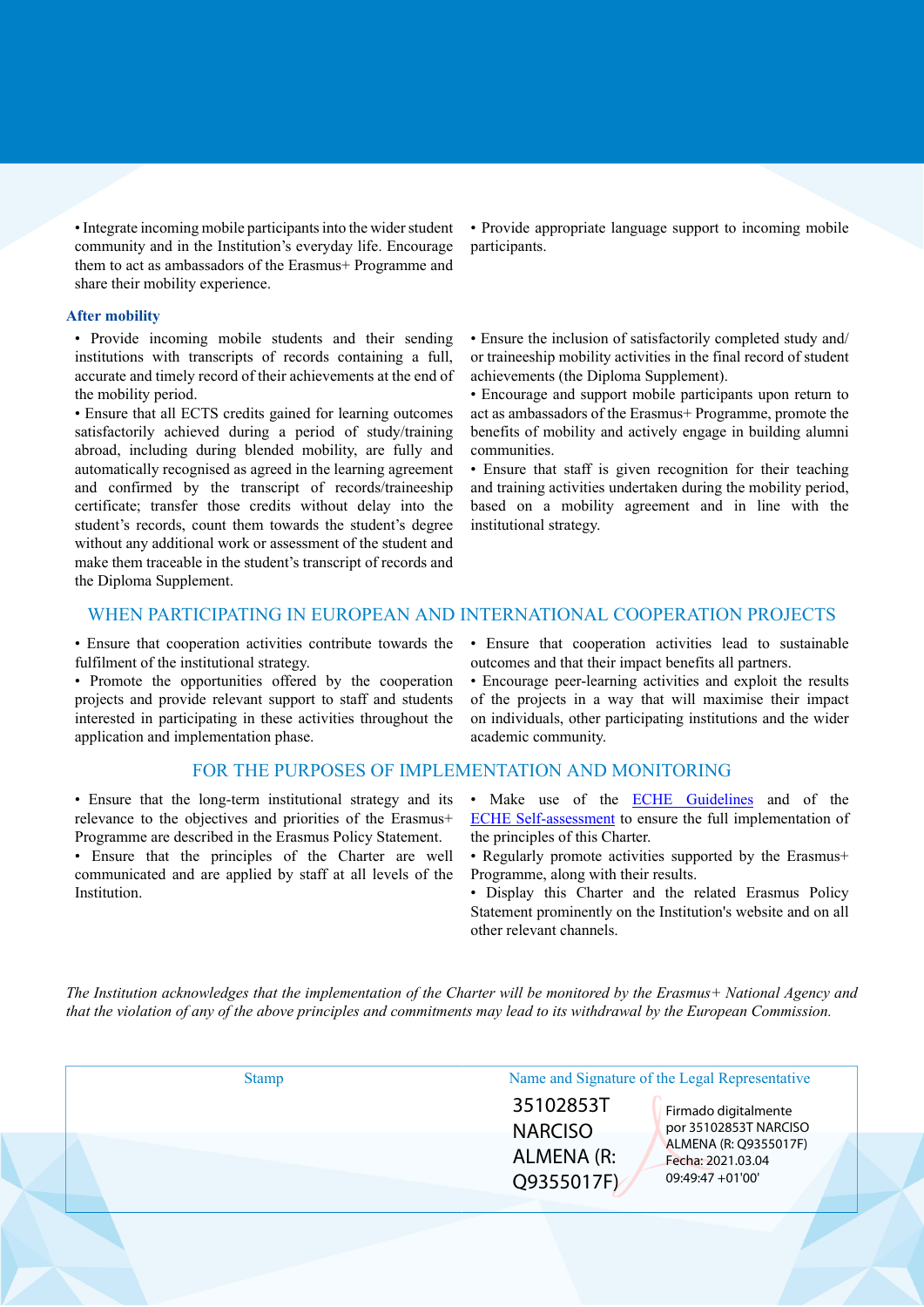- Integrate incoming mobile participants into the wider student community and in the Institution's everyday life. Encourage them to act as ambassadors of the Erasmus+ Programme and share their mobility experience.
- Provide appropriate language support to incoming mobile participants.

### After mobility

- Provide incoming mobile students and their sending institutions with transcripts of records containing a full, accurate and timely record of their achievements at the end of the mobility period.
- Ensure that all ECTS credits gained for learning outcomes satisfactorily achieved during a period of study/training abroad, including during blended mobility, are fully and automatically recognised as agreed in the learning agreement and confirmed by the transcript of records/traineeship certificate; transfer those credits without delay into the student's records, count them towards the student's degree without any additional work or assessment of the student and make them traceable in the student's transcript of records and the Diploma Supplement.
- Ensure the inclusion of satisfactorily completed study and/or traineeship mobility activities in the final record of student achievements (the Diploma Supplement).
- Encourage and support mobile participants upon return to act as ambassadors of the Erasmus+ Programme, promote the benefits of mobility and actively engage in building alumni communities.
- Ensure that staff is given recognition for their teaching and training activities undertaken during the mobility period, based on a mobility agreement and in line with the institutional strategy.

## WHEN PARTICIPATING IN EUROPEAN AND INTERNATIONAL COOPERATION PROJECTS

- Ensure that cooperation activities contribute towards the fulfilment of the institutional strategy.
- Promote the opportunities offered by the cooperation projects and provide relevant support to staff and students interested in participating in these activities throughout the application and implementation phase.
- Ensure that cooperation activities lead to sustainable outcomes and that their impact benefits all partners.
- Encourage peer-learning activities and exploit the results of the projects in a way that will maximise their impact on individuals, other participating institutions and the wider academic community.

## FOR THE PURPOSES OF IMPLEMENTATION AND MONITORING

- Ensure that the long-term institutional strategy and its relevance to the objectives and priorities of the Erasmus+ Programme are described in the Erasmus Policy Statement.
- Ensure that the principles of the Charter are well communicated and are applied by staff at all levels of the Institution.
- Make use of the ECHE Guidelines and of the ECHE Self-assessment to ensure the full implementation of the principles of this Charter.
- Regularly promote activities supported by the Erasmus+ Programme, along with their results.
- Display this Charter and the related Erasmus Policy Statement prominently on the Institution's website and on all other relevant channels.

*The Institution acknowledges that the implementation of the Charter will be monitored by the Erasmus+ National Agency and that the violation of any of the above principles and commitments may lead to its withdrawal by the European Commission.*

| Stamp | Name and Signature of the Legal Representative |
| --- | --- |
| | 35102853T NARCISO ALMENA (R: Q9355017F) Firmado digitalmente por 35102853T NARCISO ALMENA (R: Q9355017F) Fecha: 2021.03.04 09:49:47 +01'00' |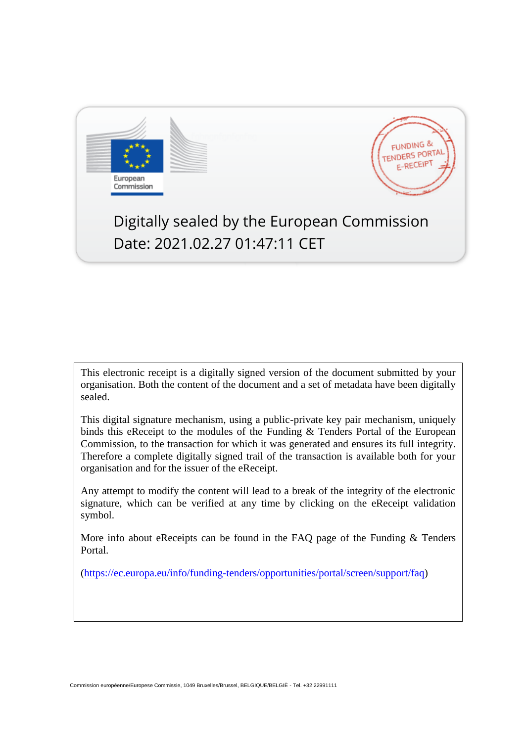European Commission

FUNDING & TENDERS PORTAL E-RECEIPT

Digitally sealed by the European Commission
Date: 2021.02.27 01:47:11 CET

This electronic receipt is a digitally signed version of the document submitted by your organisation. Both the content of the document and a set of metadata have been digitally sealed.

This digital signature mechanism, using a public-private key pair mechanism, uniquely binds this eReceipt to the modules of the Funding & Tenders Portal of the European Commission, to the transaction for which it was generated and ensures its full integrity. Therefore a complete digitally signed trail of the transaction is available both for your organisation and for the issuer of the eReceipt.

Any attempt to modify the content will lead to a break of the integrity of the electronic signature, which can be verified at any time by clicking on the eReceipt validation symbol.

More info about eReceipts can be found in the FAQ page of the Funding & Tenders Portal.

(https://ec.europa.eu/info/funding-tenders/opportunities/portal/screen/support/faq)

Commission européenne/Europese Commissie, 1049 Bruxelles/Brussel, BELGIQUE/BELGIË - Tel. +32 22991111